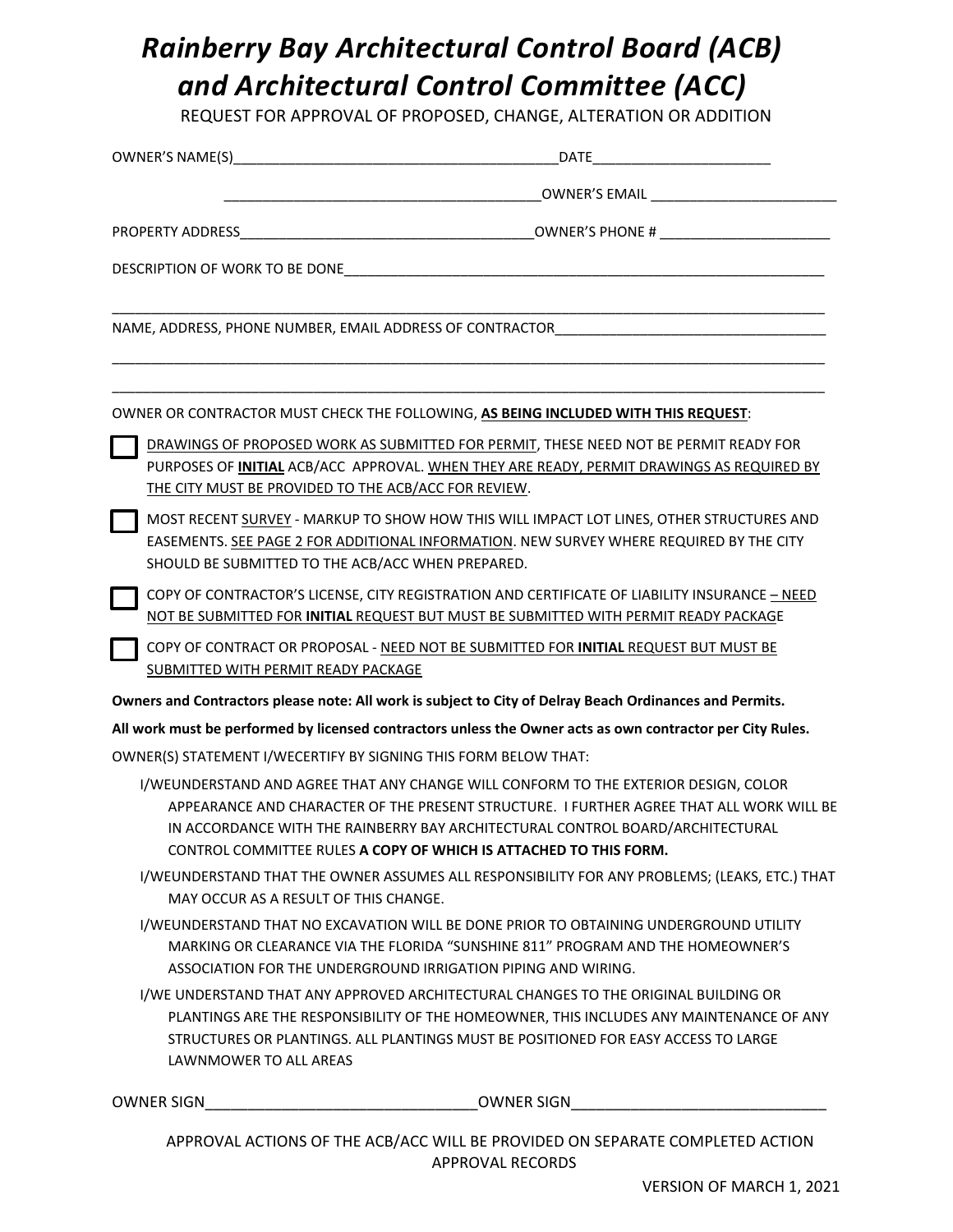# *Rainberry Bay Architectural Control Board (ACB) and Architectural Control Committee (ACC)*

REQUEST FOR APPROVAL OF PROPOSED, CHANGE, ALTERATION OR ADDITION

OWNER'S NAME(S)__________________________________________DATE_______________________

_________________________________________OWNER'S EMAIL ________________________

PROPERTY ADDRESS_____________________________________OWNER'S PHONE # ______________________

DESCRIPTION OF WORK TO BE DONE________________________________________________________________

_____________________________________________________________________________________________

NAME, ADDRESS, PHONE NUMBER, EMAIL ADDRESS OF CONTRACTOR___________________________________

_____________________________________________________________________________________________

_____________________________________________________________________________________________

OWNER OR CONTRACTOR MUST CHECK THE FOLLOWING, **AS BEING INCLUDED WITH THIS REQUEST**:

- ☐ DRAWINGS OF PROPOSED WORK AS SUBMITTED FOR PERMIT, THESE NEED NOT BE PERMIT READY FOR PURPOSES OF **INITIAL** ACB/ACC APPROVAL. WHEN THEY ARE READY, PERMIT DRAWINGS AS REQUIRED BY THE CITY MUST BE PROVIDED TO THE ACB/ACC FOR REVIEW.
- ☐ MOST RECENT SURVEY - MARKUP TO SHOW HOW THIS WILL IMPACT LOT LINES, OTHER STRUCTURES AND EASEMENTS. SEE PAGE 2 FOR ADDITIONAL INFORMATION. NEW SURVEY WHERE REQUIRED BY THE CITY SHOULD BE SUBMITTED TO THE ACB/ACC WHEN PREPARED.
- ☐ COPY OF CONTRACTOR'S LICENSE, CITY REGISTRATION AND CERTIFICATE OF LIABILITY INSURANCE – NEED NOT BE SUBMITTED FOR **INITIAL** REQUEST BUT MUST BE SUBMITTED WITH PERMIT READY PACKAGE
- ☐ COPY OF CONTRACT OR PROPOSAL - NEED NOT BE SUBMITTED FOR **INITIAL** REQUEST BUT MUST BE SUBMITTED WITH PERMIT READY PACKAGE

**Owners and Contractors please note: All work is subject to City of Delray Beach Ordinances and Permits.**

**All work must be performed by licensed contractors unless the Owner acts as own contractor per City Rules.**

OWNER(S) STATEMENT I/WECERTIFY BY SIGNING THIS FORM BELOW THAT:

- I/WEUNDERSTAND AND AGREE THAT ANY CHANGE WILL CONFORM TO THE EXTERIOR DESIGN, COLOR APPEARANCE AND CHARACTER OF THE PRESENT STRUCTURE. I FURTHER AGREE THAT ALL WORK WILL BE IN ACCORDANCE WITH THE RAINBERRY BAY ARCHITECTURAL CONTROL BOARD/ARCHITECTURAL CONTROL COMMITTEE RULES **A COPY OF WHICH IS ATTACHED TO THIS FORM.**
- I/WEUNDERSTAND THAT THE OWNER ASSUMES ALL RESPONSIBILITY FOR ANY PROBLEMS; (LEAKS, ETC.) THAT MAY OCCUR AS A RESULT OF THIS CHANGE.
- I/WEUNDERSTAND THAT NO EXCAVATION WILL BE DONE PRIOR TO OBTAINING UNDERGROUND UTILITY MARKING OR CLEARANCE VIA THE FLORIDA "SUNSHINE 811" PROGRAM AND THE HOMEOWNER'S ASSOCIATION FOR THE UNDERGROUND IRRIGATION PIPING AND WIRING.
- I/WE UNDERSTAND THAT ANY APPROVED ARCHITECTURAL CHANGES TO THE ORIGINAL BUILDING OR PLANTINGS ARE THE RESPONSIBILITY OF THE HOMEOWNER, THIS INCLUDES ANY MAINTENANCE OF ANY STRUCTURES OR PLANTINGS. ALL PLANTINGS MUST BE POSITIONED FOR EASY ACCESS TO LARGE LAWNMOWER TO ALL AREAS

OWNER SIGN________________________________OWNER SIGN______________________________

APPROVAL ACTIONS OF THE ACB/ACC WILL BE PROVIDED ON SEPARATE COMPLETED ACTION APPROVAL RECORDS

VERSION OF MARCH 1, 2021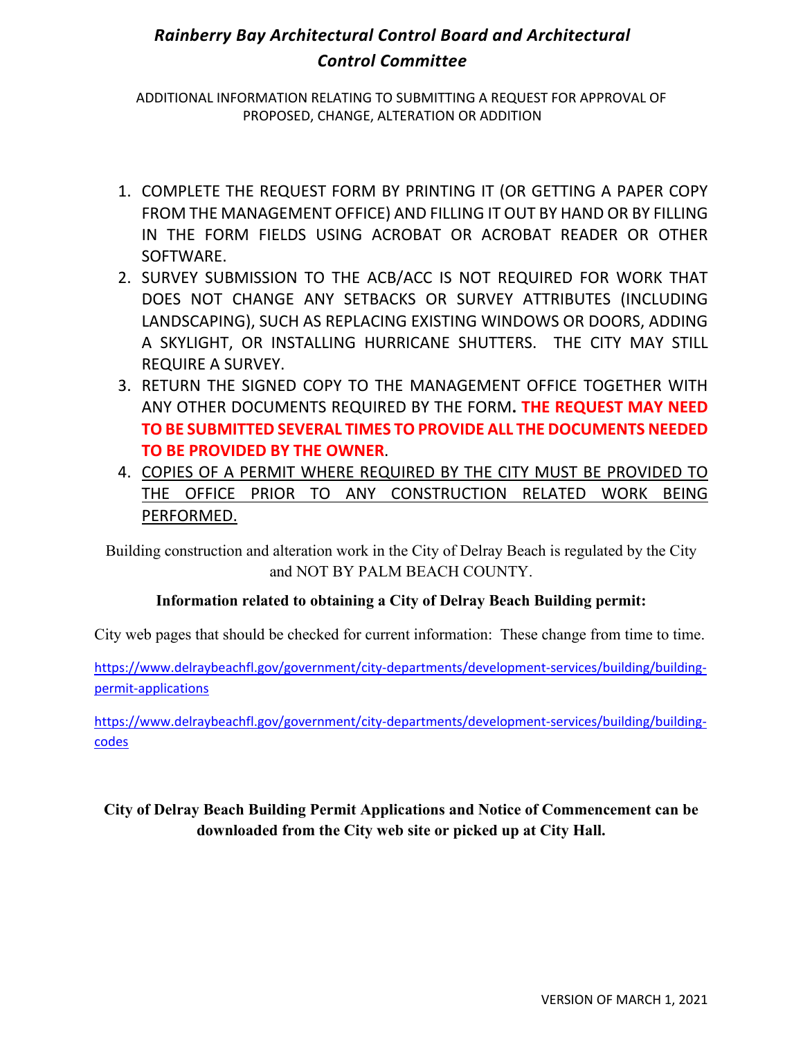# *Rainberry Bay Architectural Control Board and Architectural Control Committee*

ADDITIONAL INFORMATION RELATING TO SUBMITTING A REQUEST FOR APPROVAL OF PROPOSED, CHANGE, ALTERATION OR ADDITION

1. COMPLETE THE REQUEST FORM BY PRINTING IT (OR GETTING A PAPER COPY FROM THE MANAGEMENT OFFICE) AND FILLING IT OUT BY HAND OR BY FILLING IN THE FORM FIELDS USING ACROBAT OR ACROBAT READER OR OTHER SOFTWARE.
2. SURVEY SUBMISSION TO THE ACB/ACC IS NOT REQUIRED FOR WORK THAT DOES NOT CHANGE ANY SETBACKS OR SURVEY ATTRIBUTES (INCLUDING LANDSCAPING), SUCH AS REPLACING EXISTING WINDOWS OR DOORS, ADDING A SKYLIGHT, OR INSTALLING HURRICANE SHUTTERS. THE CITY MAY STILL REQUIRE A SURVEY.
3. RETURN THE SIGNED COPY TO THE MANAGEMENT OFFICE TOGETHER WITH ANY OTHER DOCUMENTS REQUIRED BY THE FORM**. THE REQUEST MAY NEED TO BE SUBMITTED SEVERAL TIMES TO PROVIDE ALL THE DOCUMENTS NEEDED TO BE PROVIDED BY THE OWNER**.
4. COPIES OF A PERMIT WHERE REQUIRED BY THE CITY MUST BE PROVIDED TO THE OFFICE PRIOR TO ANY CONSTRUCTION RELATED WORK BEING PERFORMED.

Building construction and alteration work in the City of Delray Beach is regulated by the City and NOT BY PALM BEACH COUNTY.

**Information related to obtaining a City of Delray Beach Building permit:**

City web pages that should be checked for current information: These change from time to time.

https://www.delraybeachfl.gov/government/city-departments/development-services/building/building-permit-applications

https://www.delraybeachfl.gov/government/city-departments/development-services/building/building-codes

**City of Delray Beach Building Permit Applications and Notice of Commencement can be downloaded from the City web site or picked up at City Hall.**

VERSION OF MARCH 1, 2021